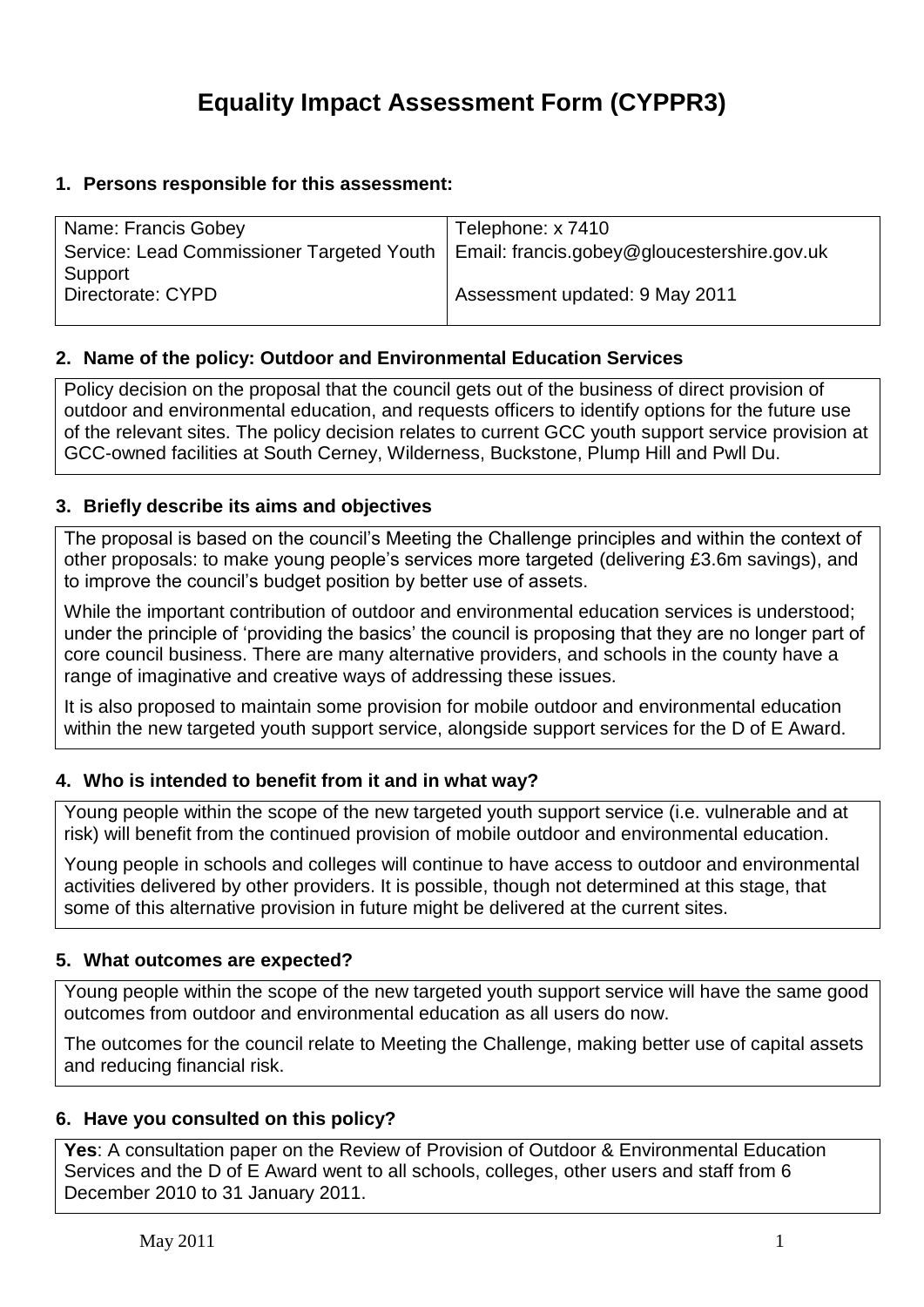# Equality Impact Assessment Form (CYPPR3)

## 1. Persons responsible for this assessment:

| | |
|---|---|
| Name: Francis Gobey<br>Service: Lead Commissioner Targeted Youth Support<br>Directorate: CYPD | Telephone: x 7410<br>Email: francis.gobey@gloucestershire.gov.uk<br><br>Assessment updated: 9 May 2011 |

## 2. Name of the policy: Outdoor and Environmental Education Services

Policy decision on the proposal that the council gets out of the business of direct provision of outdoor and environmental education, and requests officers to identify options for the future use of the relevant sites. The policy decision relates to current GCC youth support service provision at GCC-owned facilities at South Cerney, Wilderness, Buckstone, Plump Hill and Pwll Du.

## 3. Briefly describe its aims and objectives

The proposal is based on the council's Meeting the Challenge principles and within the context of other proposals: to make young people's services more targeted (delivering £3.6m savings), and to improve the council's budget position by better use of assets.

While the important contribution of outdoor and environmental education services is understood; under the principle of 'providing the basics' the council is proposing that they are no longer part of core council business. There are many alternative providers, and schools in the county have a range of imaginative and creative ways of addressing these issues.

It is also proposed to maintain some provision for mobile outdoor and environmental education within the new targeted youth support service, alongside support services for the D of E Award.

## 4. Who is intended to benefit from it and in what way?

Young people within the scope of the new targeted youth support service (i.e. vulnerable and at risk) will benefit from the continued provision of mobile outdoor and environmental education.

Young people in schools and colleges will continue to have access to outdoor and environmental activities delivered by other providers. It is possible, though not determined at this stage, that some of this alternative provision in future might be delivered at the current sites.

## 5. What outcomes are expected?

Young people within the scope of the new targeted youth support service will have the same good outcomes from outdoor and environmental education as all users do now.

The outcomes for the council relate to Meeting the Challenge, making better use of capital assets and reducing financial risk.

## 6. Have you consulted on this policy?

**Yes**: A consultation paper on the Review of Provision of Outdoor & Environmental Education Services and the D of E Award went to all schools, colleges, other users and staff from 6 December 2010 to 31 January 2011.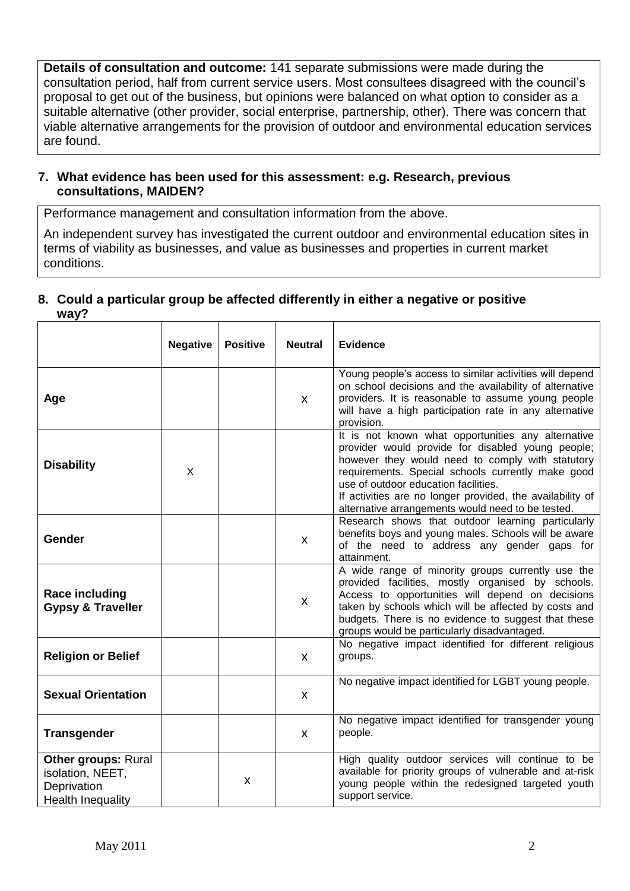**Details of consultation and outcome:** 141 separate submissions were made during the consultation period, half from current service users. Most consultees disagreed with the council's proposal to get out of the business, but opinions were balanced on what option to consider as a suitable alternative (other provider, social enterprise, partnership, other). There was concern that viable alternative arrangements for the provision of outdoor and environmental education services are found.

### 7. What evidence has been used for this assessment: e.g. Research, previous consultations, MAIDEN?

Performance management and consultation information from the above.

An independent survey has investigated the current outdoor and environmental education sites in terms of viability as businesses, and value as businesses and properties in current market conditions.

### 8. Could a particular group be affected differently in either a negative or positive way?

| | Negative | Positive | Neutral | Evidence |
|---|---|---|---|---|
| **Age** | | | X | Young people's access to similar activities will depend on school decisions and the availability of alternative providers. It is reasonable to assume young people will have a high participation rate in any alternative provision. |
| **Disability** | X | | | It is not known what opportunities any alternative provider would provide for disabled young people; however they would need to comply with statutory requirements. Special schools currently make good use of outdoor education facilities. If activities are no longer provided, the availability of alternative arrangements would need to be tested. |
| **Gender** | | | X | Research shows that outdoor learning particularly benefits boys and young males. Schools will be aware of the need to address any gender gaps for attainment. |
| **Race including Gypsy & Traveller** | | | X | A wide range of minority groups currently use the provided facilities, mostly organised by schools. Access to opportunities will depend on decisions taken by schools which will be affected by costs and budgets. There is no evidence to suggest that these groups would be particularly disadvantaged. |
| **Religion or Belief** | | | X | No negative impact identified for different religious groups. |
| **Sexual Orientation** | | | X | No negative impact identified for LGBT young people. |
| **Transgender** | | | X | No negative impact identified for transgender young people. |
| **Other groups:** Rural isolation, NEET, Deprivation Health Inequality | | X | | High quality outdoor services will continue to be available for priority groups of vulnerable and at-risk young people within the redesigned targeted youth support service. |

May 2011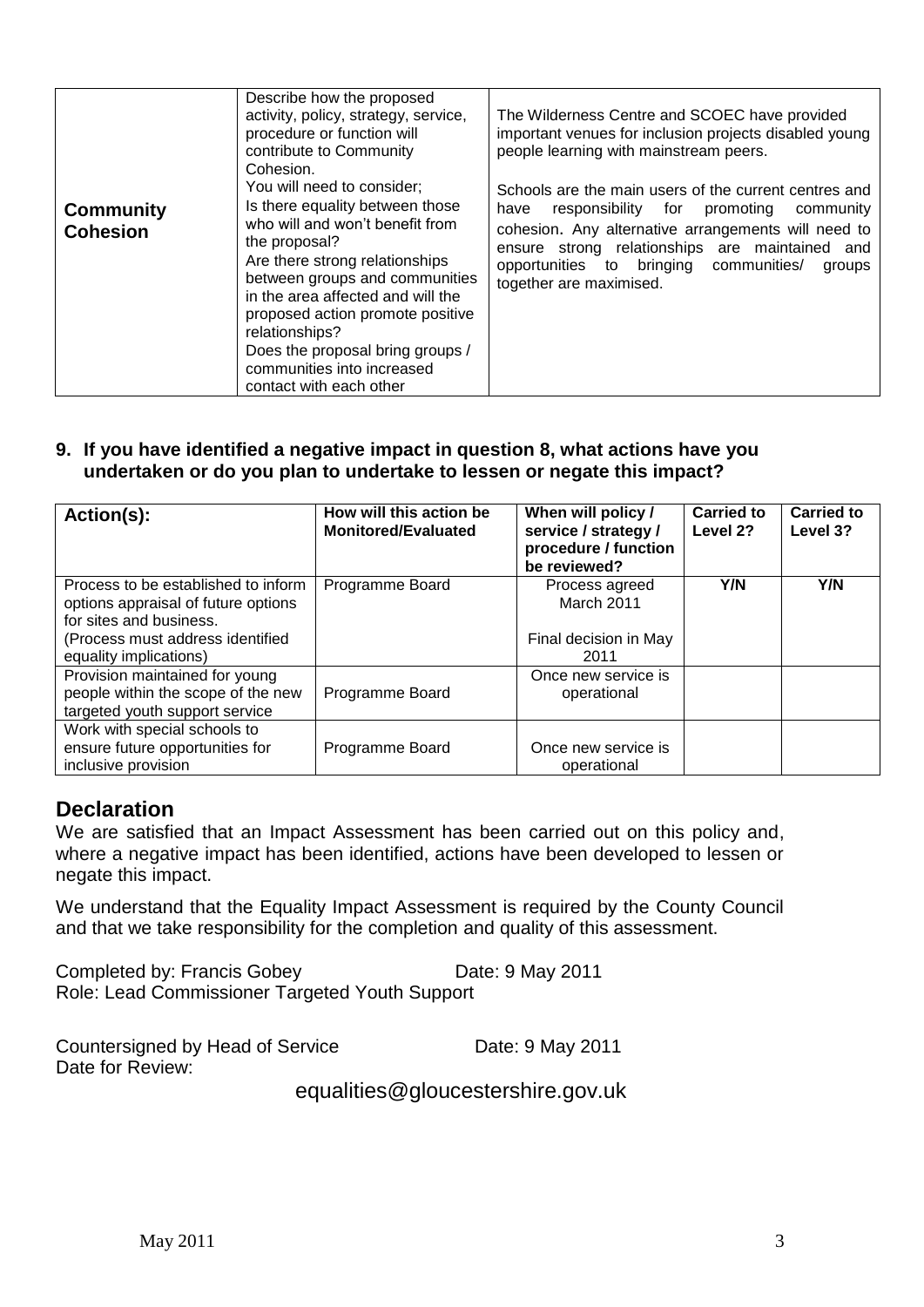| | | |
|---|---|---|
| **Community Cohesion** | Describe how the proposed activity, policy, strategy, service, procedure or function will contribute to Community Cohesion.<br>You will need to consider;<br>Is there equality between those who will and won't benefit from the proposal?<br>Are there strong relationships between groups and communities in the area affected and will the proposed action promote positive relationships?<br>Does the proposal bring groups / communities into increased contact with each other | The Wilderness Centre and SCOEC have provided important venues for inclusion projects disabled young people learning with mainstream peers.<br><br>Schools are the main users of the current centres and have responsibility for promoting community cohesion. Any alternative arrangements will need to ensure strong relationships are maintained and opportunities to bringing communities/ groups together are maximised. |

**9. If you have identified a negative impact in question 8, what actions have you undertaken or do you plan to undertake to lessen or negate this impact?**

| Action(s): | How will this action be Monitored/Evaluated | When will policy / service / strategy / procedure / function be reviewed? | Carried to Level 2? | Carried to Level 3? |
|---|---|---|---|---|
| Process to be established to inform options appraisal of future options for sites and business.<br>(Process must address identified equality implications) | Programme Board | Process agreed March 2011<br><br>Final decision in May 2011 | Y/N | Y/N |
| Provision maintained for young people within the scope of the new targeted youth support service | Programme Board | Once new service is operational | | |
| Work with special schools to ensure future opportunities for inclusive provision | Programme Board | Once new service is operational | | |

## Declaration

We are satisfied that an Impact Assessment has been carried out on this policy and, where a negative impact has been identified, actions have been developed to lessen or negate this impact.

We understand that the Equality Impact Assessment is required by the County Council and that we take responsibility for the completion and quality of this assessment.

Completed by: Francis Gobey Date: 9 May 2011
Role: Lead Commissioner Targeted Youth Support

Countersigned by Head of Service Date: 9 May 2011
Date for Review:

equalities@gloucestershire.gov.uk